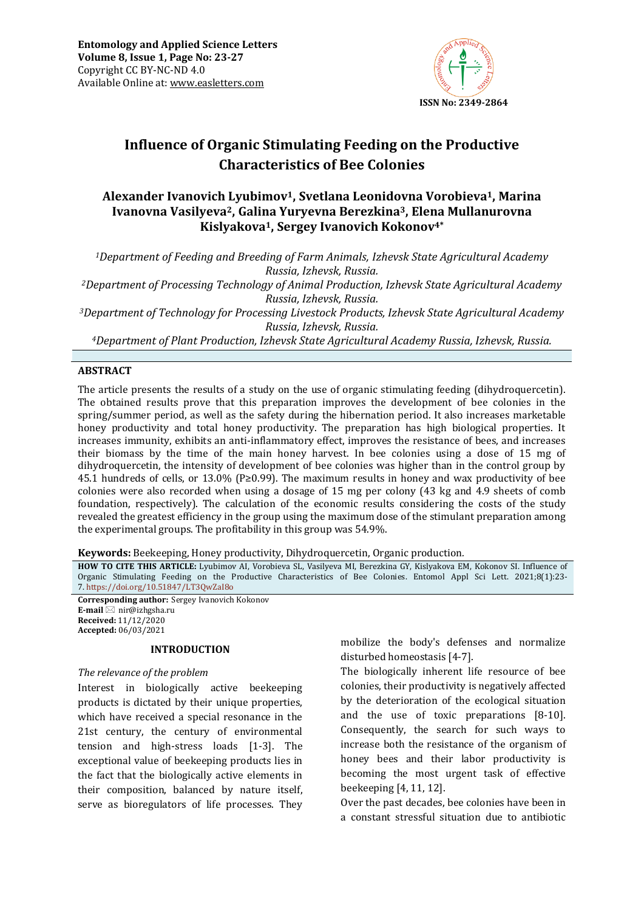# Influence of Organic Stimulating Feeding on the Productive Characteristics of Bee Colonies

**Alexander Ivanovich Lyubimov[1], Svetlana Leonidovna Vorobieva[1], Marina Ivanovna Vasilyeva[2], Galina Yuryevna Berezkina[3], Elena Mullanurovna Kislyakova[1], Sergey Ivanovich Kokonov[4]***

*[1]Department of Feeding and Breeding of Farm Animals, Izhevsk State Agricultural Academy Russia, Izhevsk, Russia.*

*[2]Department of Processing Technology of Animal Production, Izhevsk State Agricultural Academy Russia, Izhevsk, Russia.*

*[3]Department of Technology for Processing Livestock Products, Izhevsk State Agricultural Academy Russia, Izhevsk, Russia.*

*[4]Department of Plant Production, Izhevsk State Agricultural Academy Russia, Izhevsk, Russia.*

## ABSTRACT

The article presents the results of a study on the use of organic stimulating feeding (dihydroquercetin). The obtained results prove that this preparation improves the development of bee colonies in the spring/summer period, as well as the safety during the hibernation period. It also increases marketable honey productivity and total honey productivity. The preparation has high biological properties. It increases immunity, exhibits an anti-inflammatory effect, improves the resistance of bees, and increases their biomass by the time of the main honey harvest. In bee colonies using a dose of 15 mg of dihydroquercetin, the intensity of development of bee colonies was higher than in the control group by 45.1 hundreds of cells, or 13.0% ($P \geq 0.99$). The maximum results in honey and wax productivity of bee colonies were also recorded when using a dosage of 15 mg per colony (43 kg and 4.9 sheets of comb foundation, respectively). The calculation of the economic results considering the costs of the study revealed the greatest efficiency in the group using the maximum dose of the stimulant preparation among the experimental groups. The profitability in this group was 54.9%.

**Keywords:** Beekeeping, Honey productivity, Dihydroquercetin, Organic production.

**HOW TO CITE THIS ARTICLE:** Lyubimov AI, Vorobieva SL, Vasilyeva MI, Berezkina GY, Kislyakova EM, Kokonov SI. Influence of Organic Stimulating Feeding on the Productive Characteristics of Bee Colonies. Entomol Appl Sci Lett. 2021;8(1):23-7. https://doi.org/10.51847/LT3QwZaI8o

**Corresponding author:** Sergey Ivanovich Kokonov
**E-mail** ✉ nir@izhgsha.ru
**Received:** 11/12/2020
**Accepted:** 06/03/2021

## INTRODUCTION

*The relevance of the problem*

Interest in biologically active beekeeping products is dictated by their unique properties, which have received a special resonance in the 21st century, the century of environmental tension and high-stress loads [1-3]. The exceptional value of beekeeping products lies in the fact that the biologically active elements in their composition, balanced by nature itself, serve as bioregulators of life processes. They mobilize the body's defenses and normalize disturbed homeostasis [4-7].

The biologically inherent life resource of bee colonies, their productivity is negatively affected by the deterioration of the ecological situation and the use of toxic preparations [8-10]. Consequently, the search for such ways to increase both the resistance of the organism of honey bees and their labor productivity is becoming the most urgent task of effective beekeeping [4, 11, 12].

Over the past decades, bee colonies have been in a constant stressful situation due to antibiotic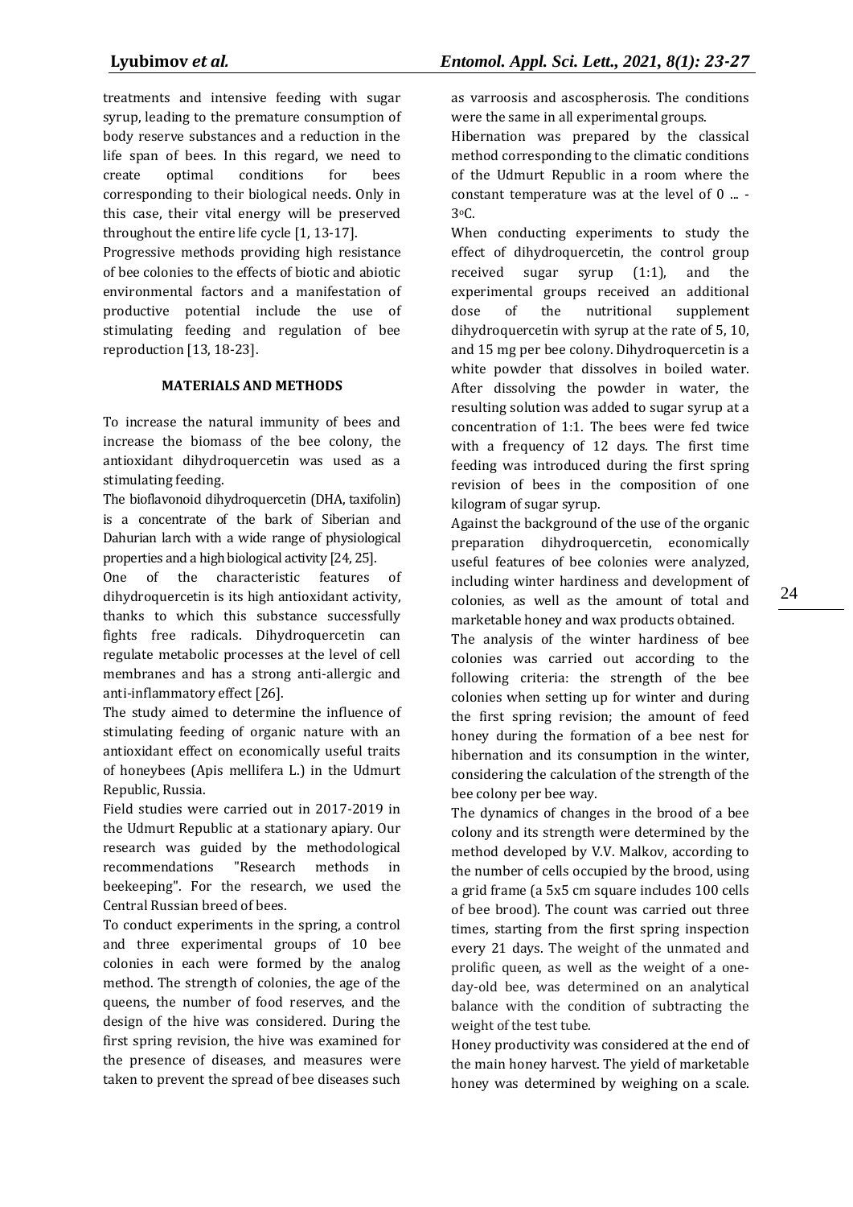treatments and intensive feeding with sugar syrup, leading to the premature consumption of body reserve substances and a reduction in the life span of bees. In this regard, we need to create optimal conditions for bees corresponding to their biological needs. Only in this case, their vital energy will be preserved throughout the entire life cycle [1, 13-17].

Progressive methods providing high resistance of bee colonies to the effects of biotic and abiotic environmental factors and a manifestation of productive potential include the use of stimulating feeding and regulation of bee reproduction [13, 18-23].

## MATERIALS AND METHODS

To increase the natural immunity of bees and increase the biomass of the bee colony, the antioxidant dihydroquercetin was used as a stimulating feeding.

The bioflavonoid dihydroquercetin (DHA, taxifolin) is a concentrate of the bark of Siberian and Dahurian larch with a wide range of physiological properties and a high biological activity [24, 25].

One of the characteristic features of dihydroquercetin is its high antioxidant activity, thanks to which this substance successfully fights free radicals. Dihydroquercetin can regulate metabolic processes at the level of cell membranes and has a strong anti-allergic and anti-inflammatory effect [26].

The study aimed to determine the influence of stimulating feeding of organic nature with an antioxidant effect on economically useful traits of honeybees (Apis mellifera L.) in the Udmurt Republic, Russia.

Field studies were carried out in 2017-2019 in the Udmurt Republic at a stationary apiary. Our research was guided by the methodological recommendations "Research methods in beekeeping". For the research, we used the Central Russian breed of bees.

To conduct experiments in the spring, a control and three experimental groups of 10 bee colonies in each were formed by the analog method. The strength of colonies, the age of the queens, the number of food reserves, and the design of the hive was considered. During the first spring revision, the hive was examined for the presence of diseases, and measures were taken to prevent the spread of bee diseases such as varroosis and ascospherosis. The conditions were the same in all experimental groups.

Hibernation was prepared by the classical method corresponding to the climatic conditions of the Udmurt Republic in a room where the constant temperature was at the level of 0 ... -3°C.

When conducting experiments to study the effect of dihydroquercetin, the control group received sugar syrup (1:1), and the experimental groups received an additional dose of the nutritional supplement dihydroquercetin with syrup at the rate of 5, 10, and 15 mg per bee colony. Dihydroquercetin is a white powder that dissolves in boiled water. After dissolving the powder in water, the resulting solution was added to sugar syrup at a concentration of 1:1. The bees were fed twice with a frequency of 12 days. The first time feeding was introduced during the first spring revision of bees in the composition of one kilogram of sugar syrup.

Against the background of the use of the organic preparation dihydroquercetin, economically useful features of bee colonies were analyzed, including winter hardiness and development of colonies, as well as the amount of total and marketable honey and wax products obtained.

The analysis of the winter hardiness of bee colonies was carried out according to the following criteria: the strength of the bee colonies when setting up for winter and during the first spring revision; the amount of feed honey during the formation of a bee nest for hibernation and its consumption in the winter, considering the calculation of the strength of the bee colony per bee way.

The dynamics of changes in the brood of a bee colony and its strength were determined by the method developed by V.V. Malkov, according to the number of cells occupied by the brood, using a grid frame (a 5x5 cm square includes 100 cells of bee brood). The count was carried out three times, starting from the first spring inspection every 21 days. The weight of the unmated and prolific queen, as well as the weight of a one-day-old bee, was determined on an analytical balance with the condition of subtracting the weight of the test tube.

Honey productivity was considered at the end of the main honey harvest. The yield of marketable honey was determined by weighing on a scale.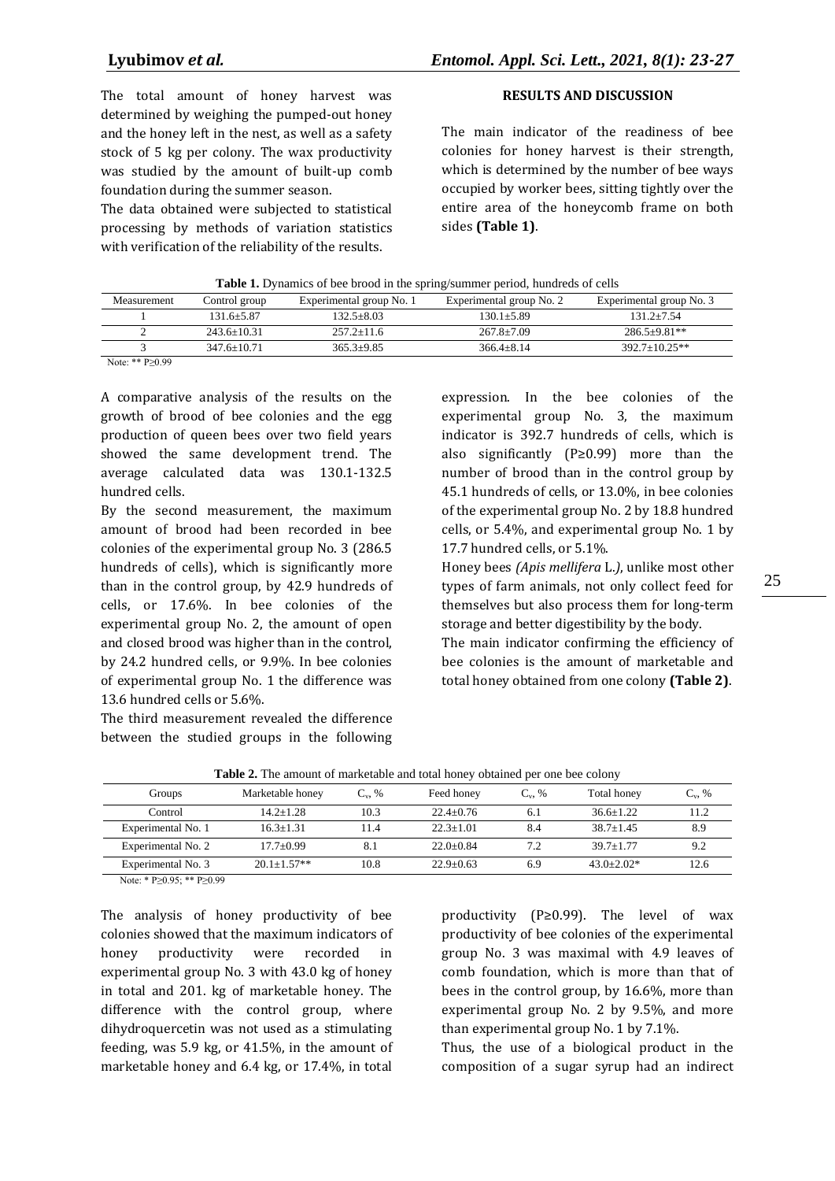The total amount of honey harvest was determined by weighing the pumped-out honey and the honey left in the nest, as well as a safety stock of 5 kg per colony. The wax productivity was studied by the amount of built-up comb foundation during the summer season.

The data obtained were subjected to statistical processing by methods of variation statistics with verification of the reliability of the results.

## RESULTS AND DISCUSSION

The main indicator of the readiness of bee colonies for honey harvest is their strength, which is determined by the number of bee ways occupied by worker bees, sitting tightly over the entire area of the honeycomb frame on both sides **(Table 1)**.

**Table 1.** Dynamics of bee brood in the spring/summer period, hundreds of cells

| Measurement | Control group | Experimental group No. 1 | Experimental group No. 2 | Experimental group No. 3 |
|---|---|---|---|---|
| 1 | 131.6±5.87 | 132.5±8.03 | 130.1±5.89 | 131.2±7.54 |
| 2 | 243.6±10.31 | 257.2±11.6 | 267.8±7.09 | 286.5±9.81** |
| 3 | 347.6±10.71 | 365.3±9.85 | 366.4±8.14 | 392.7±10.25** |

Note: ** P≥0.99

A comparative analysis of the results on the growth of brood of bee colonies and the egg production of queen bees over two field years showed the same development trend. The average calculated data was 130.1-132.5 hundred cells.

By the second measurement, the maximum amount of brood had been recorded in bee colonies of the experimental group No. 3 (286.5 hundreds of cells), which is significantly more than in the control group, by 42.9 hundreds of cells, or 17.6%. In bee colonies of the experimental group No. 2, the amount of open and closed brood was higher than in the control, by 24.2 hundred cells, or 9.9%. In bee colonies of experimental group No. 1 the difference was 13.6 hundred cells or 5.6%.

The third measurement revealed the difference between the studied groups in the following expression. In the bee colonies of the experimental group No. 3, the maximum indicator is 392.7 hundreds of cells, which is also significantly (P≥0.99) more than the number of brood than in the control group by 45.1 hundreds of cells, or 13.0%, in bee colonies of the experimental group No. 2 by 18.8 hundred cells, or 5.4%, and experimental group No. 1 by 17.7 hundred cells, or 5.1%.

Honey bees *(Apis mellifera* L.*)*, unlike most other types of farm animals, not only collect feed for themselves but also process them for long-term storage and better digestibility by the body.

The main indicator confirming the efficiency of bee colonies is the amount of marketable and total honey obtained from one colony **(Table 2)**.

**Table 2.** The amount of marketable and total honey obtained per one bee colony

| Groups | Marketable honey | $C_v$, % | Feed honey | $C_v$, % | Total honey | $C_v$, % |
|---|---|---|---|---|---|---|
| Control | 14.2±1.28 | 10.3 | 22.4±0.76 | 6.1 | 36.6±1.22 | 11.2 |
| Experimental No. 1 | 16.3±1.31 | 11.4 | 22.3±1.01 | 8.4 | 38.7±1.45 | 8.9 |
| Experimental No. 2 | 17.7±0.99 | 8.1 | 22.0±0.84 | 7.2 | 39.7±1.77 | 9.2 |
| Experimental No. 3 | 20.1±1.57** | 10.8 | 22.9±0.63 | 6.9 | 43.0±2.02* | 12.6 |

Note: * P≥0.95; ** P≥0.99

The analysis of honey productivity of bee colonies showed that the maximum indicators of honey productivity were recorded in experimental group No. 3 with 43.0 kg of honey in total and 201. kg of marketable honey. The difference with the control group, where dihydroquercetin was not used as a stimulating feeding, was 5.9 kg, or 41.5%, in the amount of marketable honey and 6.4 kg, or 17.4%, in total productivity (P≥0.99). The level of wax productivity of bee colonies of the experimental group No. 3 was maximal with 4.9 leaves of comb foundation, which is more than that of bees in the control group, by 16.6%, more than experimental group No. 2 by 9.5%, and more than experimental group No. 1 by 7.1%.

Thus, the use of a biological product in the composition of a sugar syrup had an indirect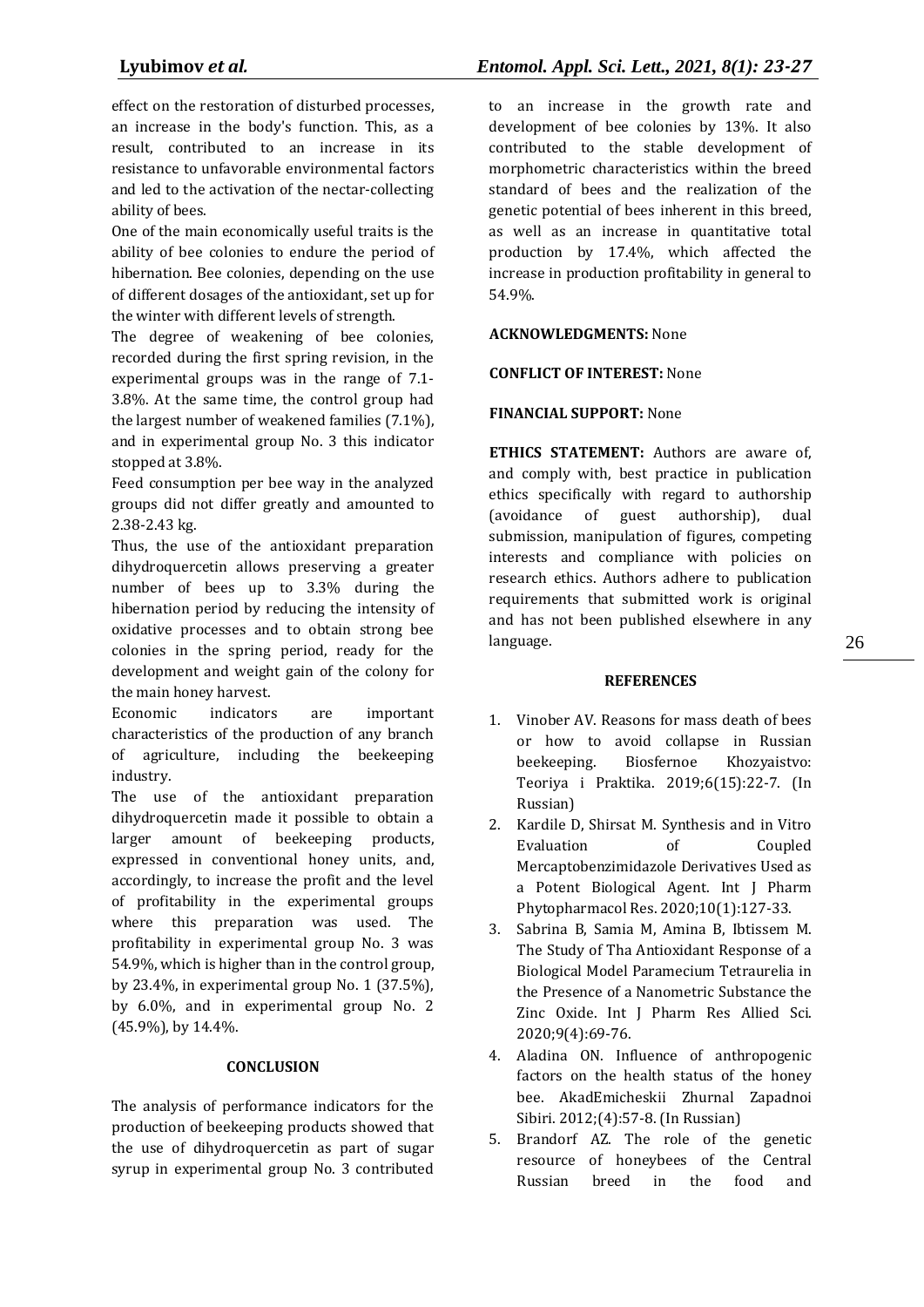effect on the restoration of disturbed processes, an increase in the body's function. This, as a result, contributed to an increase in its resistance to unfavorable environmental factors and led to the activation of the nectar-collecting ability of bees.

One of the main economically useful traits is the ability of bee colonies to endure the period of hibernation. Bee colonies, depending on the use of different dosages of the antioxidant, set up for the winter with different levels of strength.

The degree of weakening of bee colonies, recorded during the first spring revision, in the experimental groups was in the range of 7.1-3.8%. At the same time, the control group had the largest number of weakened families (7.1%), and in experimental group No. 3 this indicator stopped at 3.8%.

Feed consumption per bee way in the analyzed groups did not differ greatly and amounted to 2.38-2.43 kg.

Thus, the use of the antioxidant preparation dihydroquercetin allows preserving a greater number of bees up to 3.3% during the hibernation period by reducing the intensity of oxidative processes and to obtain strong bee colonies in the spring period, ready for the development and weight gain of the colony for the main honey harvest.

Economic indicators are important characteristics of the production of any branch of agriculture, including the beekeeping industry.

The use of the antioxidant preparation dihydroquercetin made it possible to obtain a larger amount of beekeeping products, expressed in conventional honey units, and, accordingly, to increase the profit and the level of profitability in the experimental groups where this preparation was used. The profitability in experimental group No. 3 was 54.9%, which is higher than in the control group, by 23.4%, in experimental group No. 1 (37.5%), by 6.0%, and in experimental group No. 2 (45.9%), by 14.4%.

## CONCLUSION

The analysis of performance indicators for the production of beekeeping products showed that the use of dihydroquercetin as part of sugar syrup in experimental group No. 3 contributed to an increase in the growth rate and development of bee colonies by 13%. It also contributed to the stable development of morphometric characteristics within the breed standard of bees and the realization of the genetic potential of bees inherent in this breed, as well as an increase in quantitative total production by 17.4%, which affected the increase in production profitability in general to 54.9%.

**ACKNOWLEDGMENTS:** None

**CONFLICT OF INTEREST:** None

**FINANCIAL SUPPORT:** None

**ETHICS STATEMENT:** Authors are aware of, and comply with, best practice in publication ethics specifically with regard to authorship (avoidance of guest authorship), dual submission, manipulation of figures, competing interests and compliance with policies on research ethics. Authors adhere to publication requirements that submitted work is original and has not been published elsewhere in any language.

## REFERENCES

1. Vinober AV. Reasons for mass death of bees or how to avoid collapse in Russian beekeeping. Biosfernoe Khozyaistvo: Teoriya i Praktika. 2019;6(15):22-7. (In Russian)
2. Kardile D, Shirsat M. Synthesis and in Vitro Evaluation of Coupled Mercaptobenzimidazole Derivatives Used as a Potent Biological Agent. Int J Pharm Phytopharmacol Res. 2020;10(1):127-33.
3. Sabrina B, Samia M, Amina B, Ibtissem M. The Study of Tha Antioxidant Response of a Biological Model Paramecium Tetraurelia in the Presence of a Nanometric Substance the Zinc Oxide. Int J Pharm Res Allied Sci. 2020;9(4):69-76.
4. Aladina ON. Influence of anthropogenic factors on the health status of the honey bee. AkadEmicheskii Zhurnal Zapadnoi Sibiri. 2012;(4):57-8. (In Russian)
5. Brandorf AZ. The role of the genetic resource of honeybees of the Central Russian breed in the food and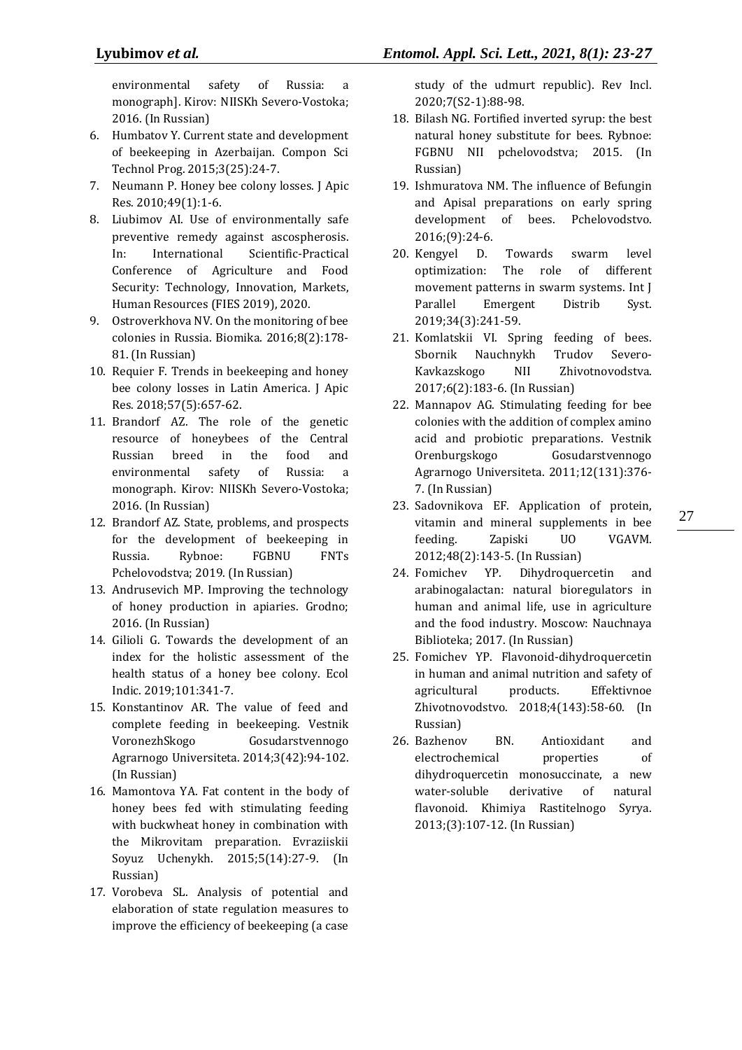environmental safety of Russia: a monograph]. Kirov: NIISKh Severo-Vostoka; 2016. (In Russian)

6. Humbatov Y. Current state and development of beekeeping in Azerbaijan. Compon Sci Technol Prog. 2015;3(25):24-7.
7. Neumann P. Honey bee colony losses. J Apic Res. 2010;49(1):1-6.
8. Liubimov AI. Use of environmentally safe preventive remedy against ascospherosis. In: International Scientific-Practical Conference of Agriculture and Food Security: Technology, Innovation, Markets, Human Resources (FIES 2019), 2020.
9. Ostroverkhova NV. On the monitoring of bee colonies in Russia. Biomika. 2016;8(2):178-81. (In Russian)
10. Requier F. Trends in beekeeping and honey bee colony losses in Latin America. J Apic Res. 2018;57(5):657-62.
11. Brandorf AZ. The role of the genetic resource of honeybees of the Central Russian breed in the food and environmental safety of Russia: a monograph. Kirov: NIISKh Severo-Vostoka; 2016. (In Russian)
12. Brandorf AZ. State, problems, and prospects for the development of beekeeping in Russia. Rybnoe: FGBNU FNTs Pchelovodstva; 2019. (In Russian)
13. Andrusevich MP. Improving the technology of honey production in apiaries. Grodno; 2016. (In Russian)
14. Gilioli G. Towards the development of an index for the holistic assessment of the health status of a honey bee colony. Ecol Indic. 2019;101:341-7.
15. Konstantinov AR. The value of feed and complete feeding in beekeeping. Vestnik VoronezhSkogo Gosudarstvennogo Agrarnogo Universiteta. 2014;3(42):94-102. (In Russian)
16. Mamontova YA. Fat content in the body of honey bees fed with stimulating feeding with buckwheat honey in combination with the Mikrovitam preparation. Evraziiskii Soyuz Uchenykh. 2015;5(14):27-9. (In Russian)
17. Vorobeva SL. Analysis of potential and elaboration of state regulation measures to improve the efficiency of beekeeping (a case study of the udmurt republic). Rev Incl. 2020;7(S2-1):88-98.
18. Bilash NG. Fortified inverted syrup: the best natural honey substitute for bees. Rybnoe: FGBNU NII pchelovodstva; 2015. (In Russian)
19. Ishmuratova NM. The influence of Befungin and Apisal preparations on early spring development of bees. Pchelovodstvo. 2016;(9):24-6.
20. Kengyel D. Towards swarm level optimization: The role of different movement patterns in swarm systems. Int J Parallel Emergent Distrib Syst. 2019;34(3):241-59.
21. Komlatskii VI. Spring feeding of bees. Sbornik Nauchnykh Trudov Severo-Kavkazskogo NII Zhivotnovodstva. 2017;6(2):183-6. (In Russian)
22. Mannapov AG. Stimulating feeding for bee colonies with the addition of complex amino acid and probiotic preparations. Vestnik Orenburgskogo Gosudarstvennogo Agrarnogo Universiteta. 2011;12(131):376-7. (In Russian)
23. Sadovnikova EF. Application of protein, vitamin and mineral supplements in bee feeding. Zapiski UO VGAVM. 2012;48(2):143-5. (In Russian)
24. Fomichev YP. Dihydroquercetin and arabinogalactan: natural bioregulators in human and animal life, use in agriculture and the food industry. Moscow: Nauchnaya Biblioteka; 2017. (In Russian)
25. Fomichev YP. Flavonoid-dihydroquercetin in human and animal nutrition and safety of agricultural products. Effektivnoe Zhivotnovodstvo. 2018;4(143):58-60. (In Russian)
26. Bazhenov BN. Antioxidant and electrochemical properties of dihydroquercetin monosuccinate, a new water-soluble derivative of natural flavonoid. Khimiya Rastitelnogo Syrya. 2013;(3):107-12. (In Russian)